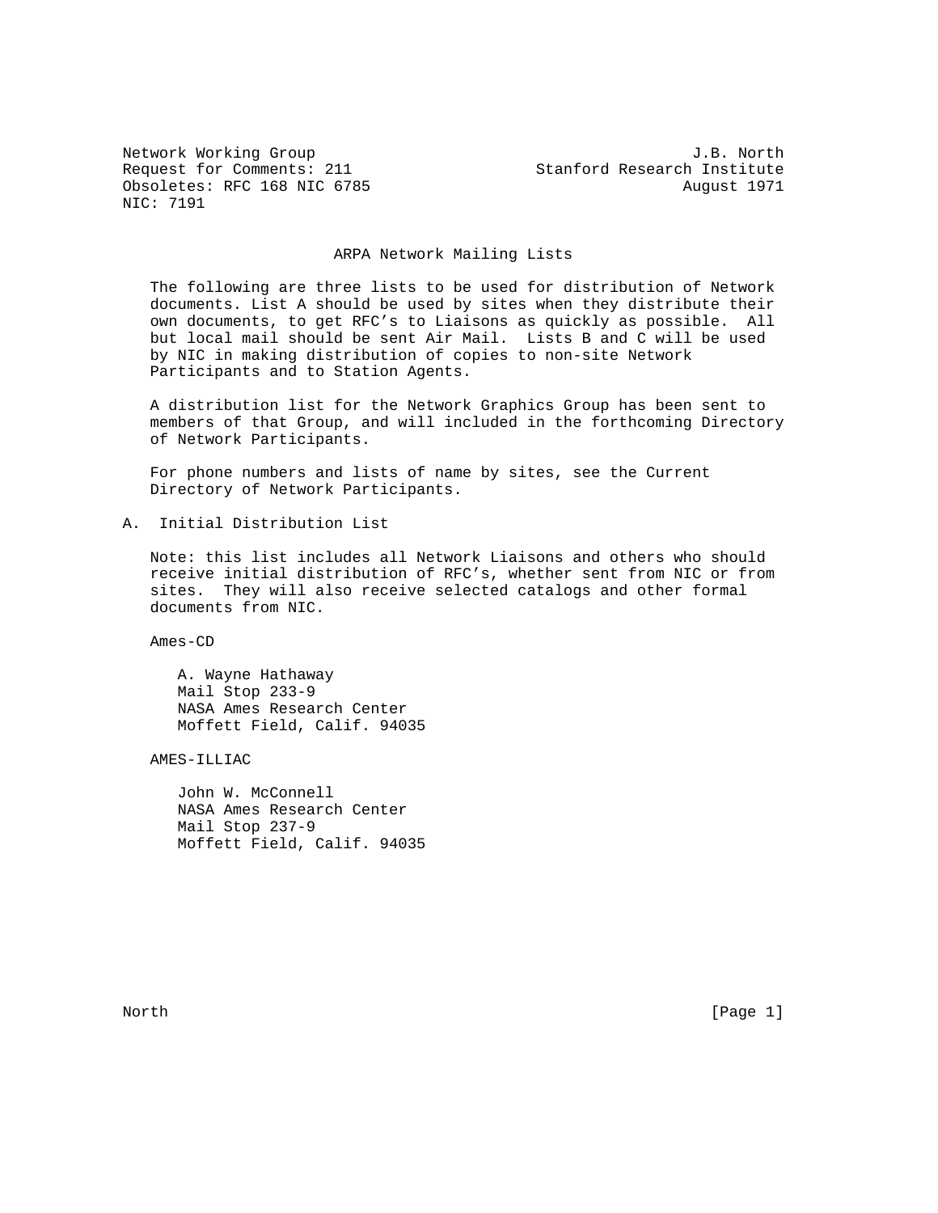Network Working Group J.B. North
Request for Comments: 211 Stanford Research Institute
Obsoletes: RFC 168 NIC 6785 August 1971
NIC: 7191

# ARPA Network Mailing Lists

The following are three lists to be used for distribution of Network documents. List A should be used by sites when they distribute their own documents, to get RFC's to Liaisons as quickly as possible. All but local mail should be sent Air Mail. Lists B and C will be used by NIC in making distribution of copies to non-site Network Participants and to Station Agents.

A distribution list for the Network Graphics Group has been sent to members of that Group, and will included in the forthcoming Directory of Network Participants.

For phone numbers and lists of name by sites, see the Current Directory of Network Participants.

## A. Initial Distribution List

Note: this list includes all Network Liaisons and others who should receive initial distribution of RFC's, whether sent from NIC or from sites. They will also receive selected catalogs and other formal documents from NIC.

Ames-CD

A. Wayne Hathaway
Mail Stop 233-9
NASA Ames Research Center
Moffett Field, Calif. 94035

AMES-ILLIAC

John W. McConnell
NASA Ames Research Center
Mail Stop 237-9
Moffett Field, Calif. 94035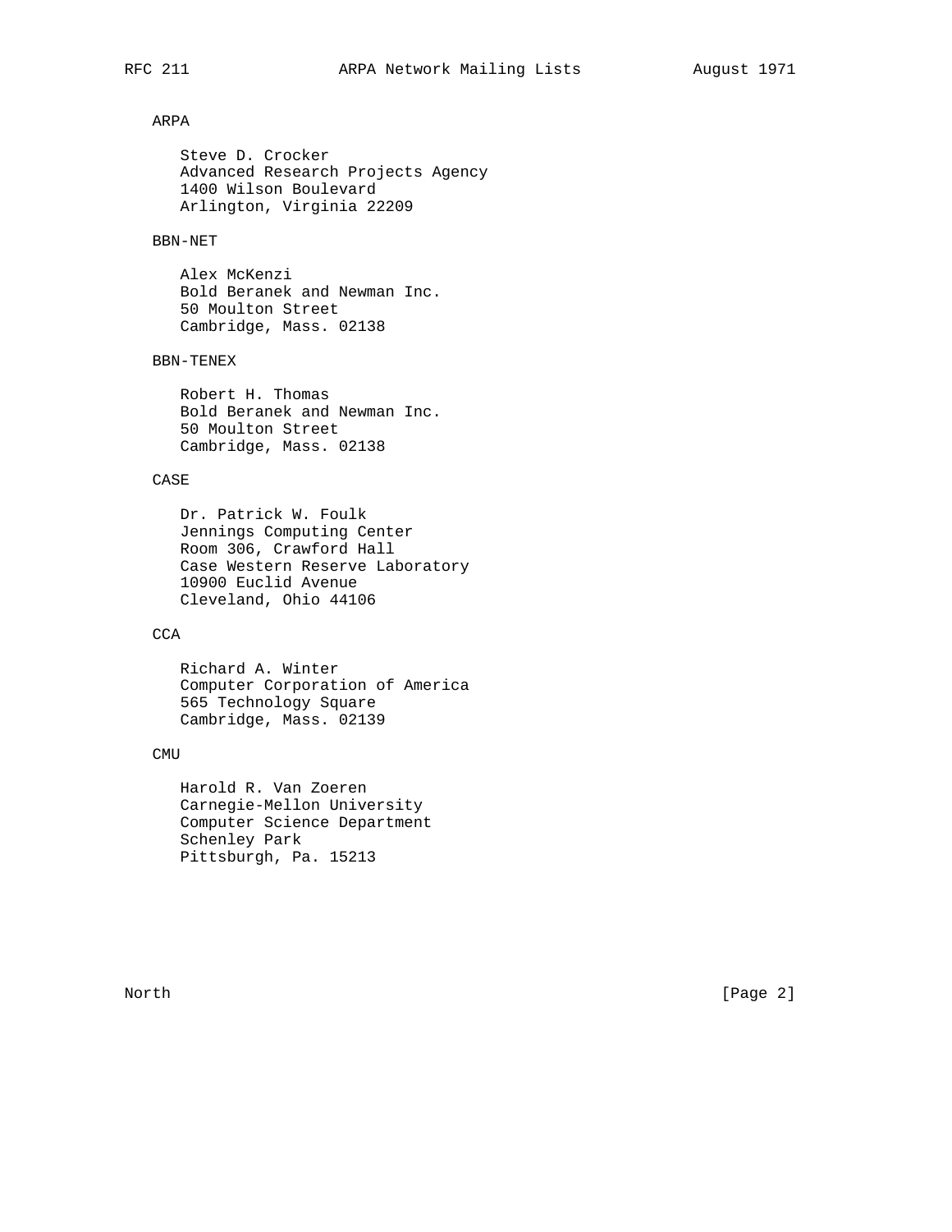ARPA

Steve D. Crocker
Advanced Research Projects Agency
1400 Wilson Boulevard
Arlington, Virginia 22209

BBN-NET

Alex McKenzi
Bold Beranek and Newman Inc.
50 Moulton Street
Cambridge, Mass. 02138

BBN-TENEX

Robert H. Thomas
Bold Beranek and Newman Inc.
50 Moulton Street
Cambridge, Mass. 02138

CASE

Dr. Patrick W. Foulk
Jennings Computing Center
Room 306, Crawford Hall
Case Western Reserve Laboratory
10900 Euclid Avenue
Cleveland, Ohio 44106

CCA

Richard A. Winter
Computer Corporation of America
565 Technology Square
Cambridge, Mass. 02139

CMU

Harold R. Van Zoeren
Carnegie-Mellon University
Computer Science Department
Schenley Park
Pittsburgh, Pa. 15213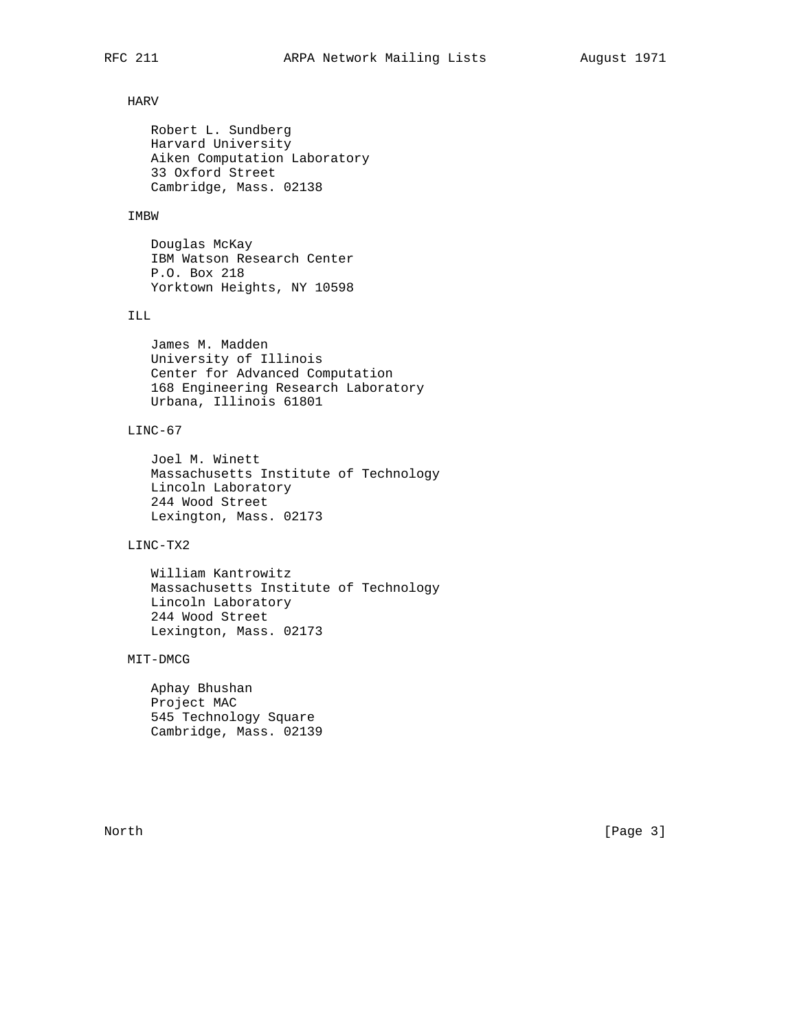HARV

Robert L. Sundberg
Harvard University
Aiken Computation Laboratory
33 Oxford Street
Cambridge, Mass. 02138

IMBW

Douglas McKay
IBM Watson Research Center
P.O. Box 218
Yorktown Heights, NY 10598

ILL

James M. Madden
University of Illinois
Center for Advanced Computation
168 Engineering Research Laboratory
Urbana, Illinois 61801

LINC-67

Joel M. Winett
Massachusetts Institute of Technology
Lincoln Laboratory
244 Wood Street
Lexington, Mass. 02173

LINC-TX2

William Kantrowitz
Massachusetts Institute of Technology
Lincoln Laboratory
244 Wood Street
Lexington, Mass. 02173

MIT-DMCG

Aphay Bhushan
Project MAC
545 Technology Square
Cambridge, Mass. 02139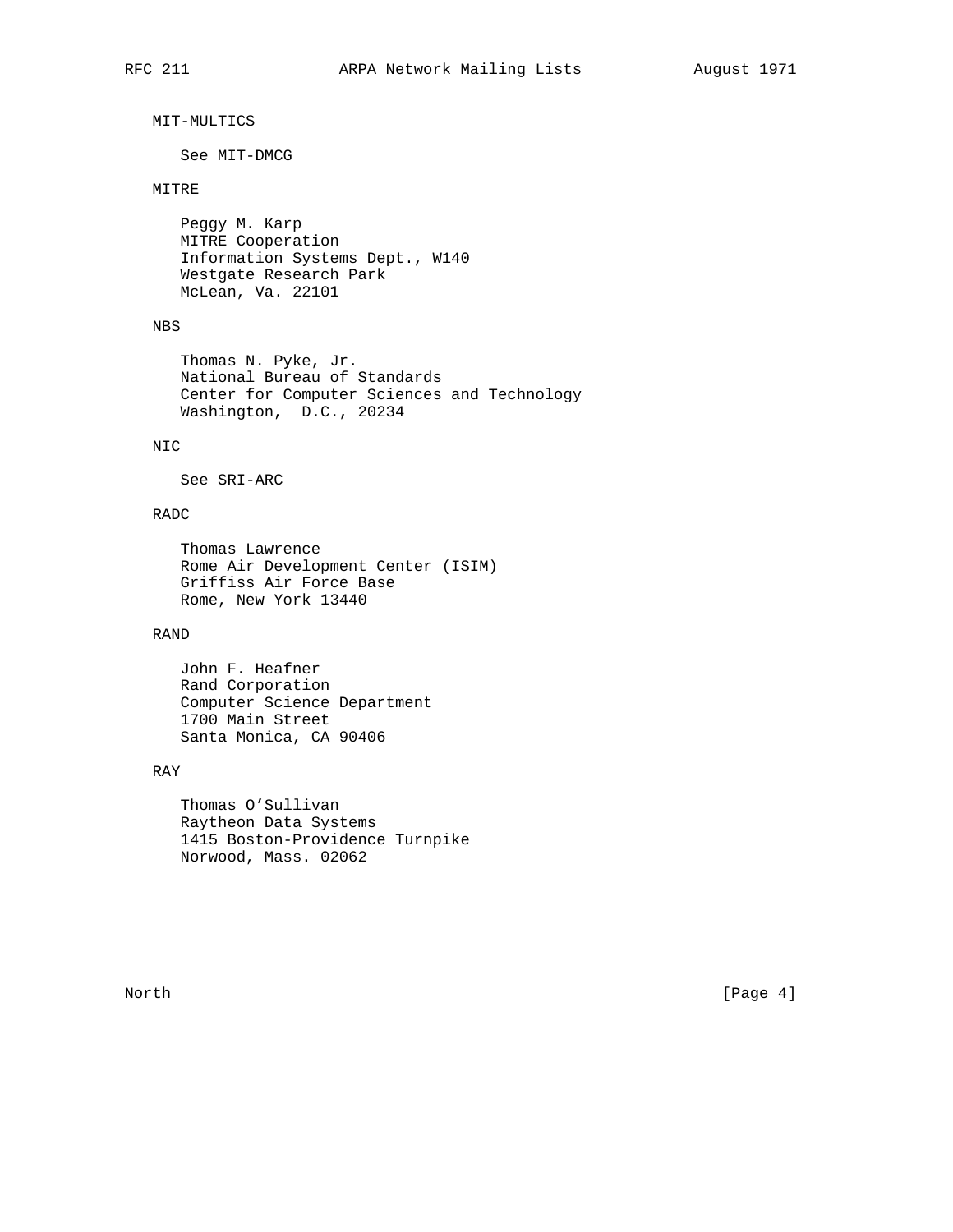MIT-MULTICS

See MIT-DMCG

MITRE

Peggy M. Karp
MITRE Cooperation
Information Systems Dept., W140
Westgate Research Park
McLean, Va. 22101

NBS

Thomas N. Pyke, Jr.
National Bureau of Standards
Center for Computer Sciences and Technology
Washington,  D.C., 20234

NIC

See SRI-ARC

RADC

Thomas Lawrence
Rome Air Development Center (ISIM)
Griffiss Air Force Base
Rome, New York 13440

RAND

John F. Heafner
Rand Corporation
Computer Science Department
1700 Main Street
Santa Monica, CA 90406

RAY

Thomas O'Sullivan
Raytheon Data Systems
1415 Boston-Providence Turnpike
Norwood, Mass. 02062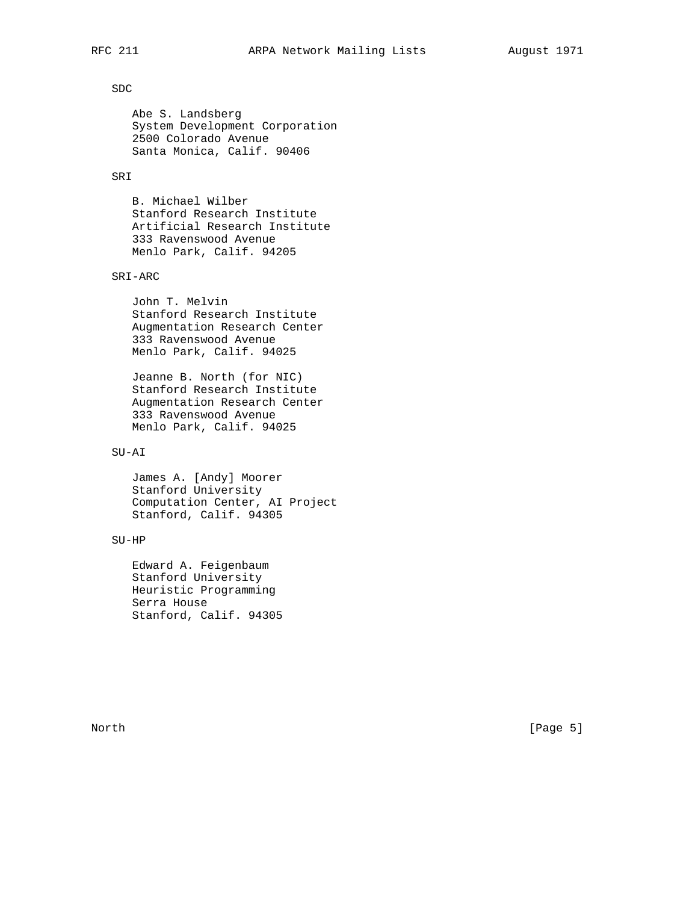SDC

Abe S. Landsberg
System Development Corporation
2500 Colorado Avenue
Santa Monica, Calif. 90406

SRI

B. Michael Wilber
Stanford Research Institute
Artificial Research Institute
333 Ravenswood Avenue
Menlo Park, Calif. 94205

SRI-ARC

John T. Melvin
Stanford Research Institute
Augmentation Research Center
333 Ravenswood Avenue
Menlo Park, Calif. 94025

Jeanne B. North (for NIC)
Stanford Research Institute
Augmentation Research Center
333 Ravenswood Avenue
Menlo Park, Calif. 94025

SU-AI

James A. [Andy] Moorer
Stanford University
Computation Center, AI Project
Stanford, Calif. 94305

SU-HP

Edward A. Feigenbaum
Stanford University
Heuristic Programming
Serra House
Stanford, Calif. 94305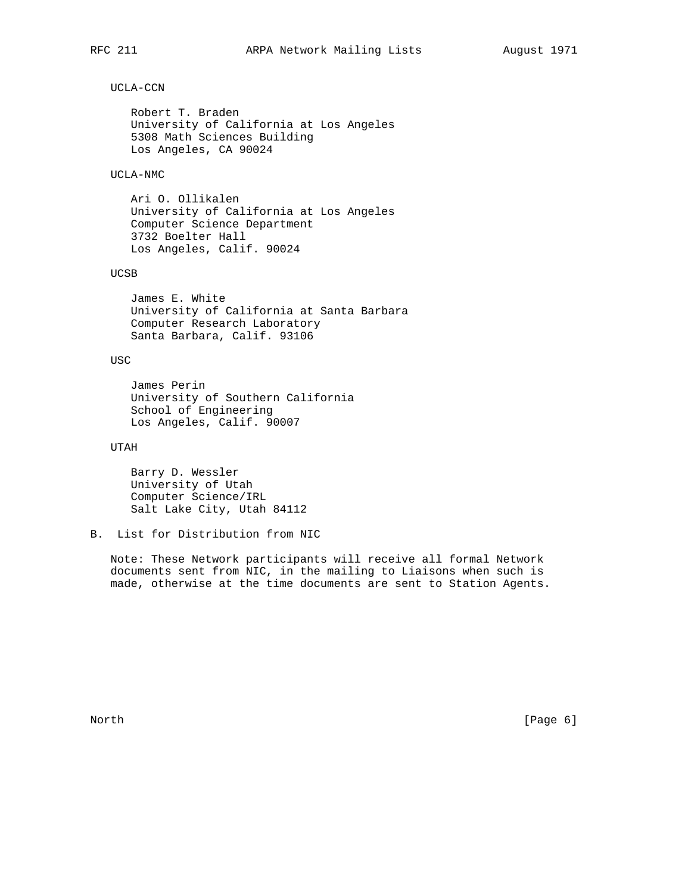UCLA-CCN

Robert T. Braden
University of California at Los Angeles
5308 Math Sciences Building
Los Angeles, CA 90024

UCLA-NMC

Ari O. Ollikalen
University of California at Los Angeles
Computer Science Department
3732 Boelter Hall
Los Angeles, Calif. 90024

UCSB

James E. White
University of California at Santa Barbara
Computer Research Laboratory
Santa Barbara, Calif. 93106

USC

James Perin
University of Southern California
School of Engineering
Los Angeles, Calif. 90007

UTAH

Barry D. Wessler
University of Utah
Computer Science/IRL
Salt Lake City, Utah 84112

## B. List for Distribution from NIC

Note: These Network participants will receive all formal Network documents sent from NIC, in the mailing to Liaisons when such is made, otherwise at the time documents are sent to Station Agents.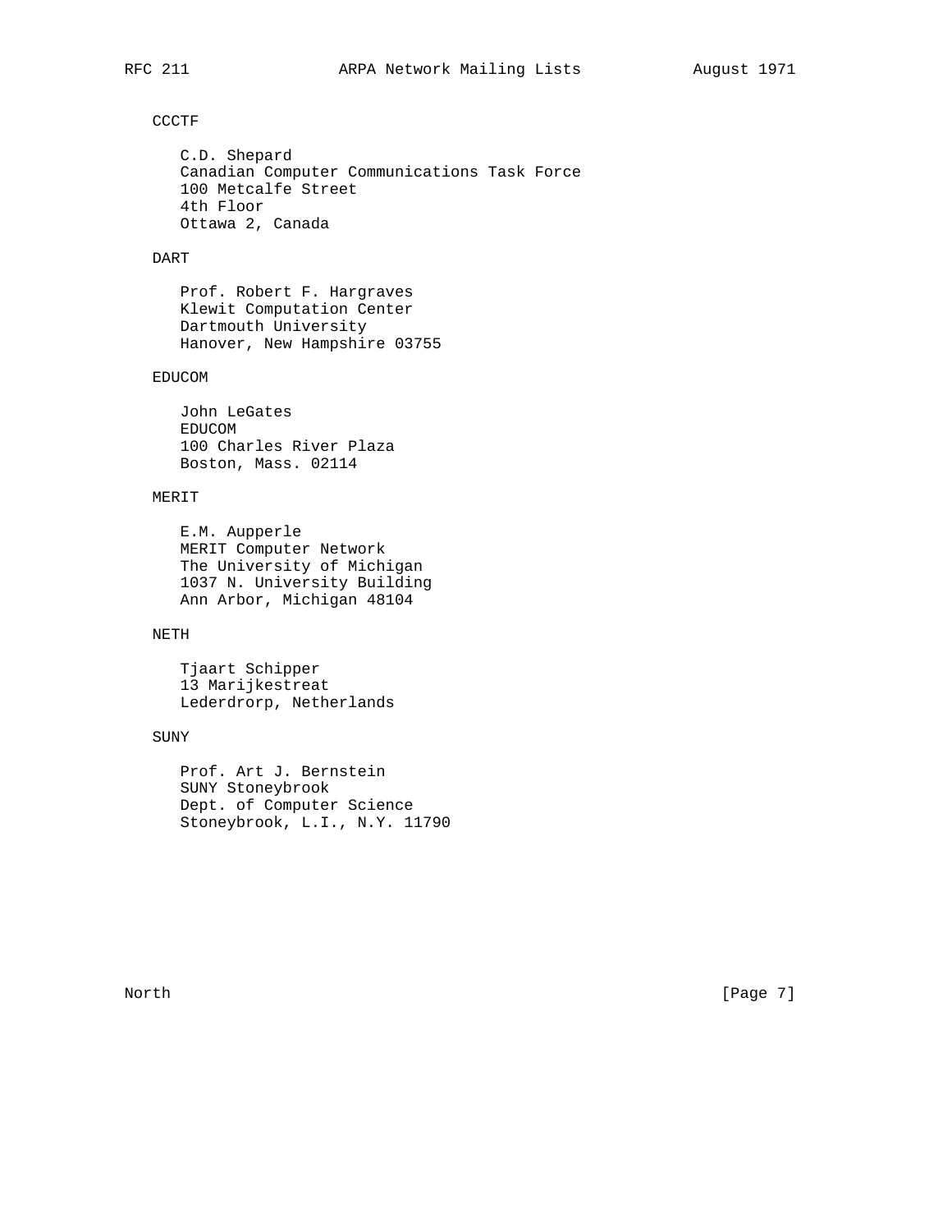CCCTF

C.D. Shepard
Canadian Computer Communications Task Force
100 Metcalfe Street
4th Floor
Ottawa 2, Canada

DART

Prof. Robert F. Hargraves
Klewit Computation Center
Dartmouth University
Hanover, New Hampshire 03755

EDUCOM

John LeGates
EDUCOM
100 Charles River Plaza
Boston, Mass. 02114

MERIT

E.M. Aupperle
MERIT Computer Network
The University of Michigan
1037 N. University Building
Ann Arbor, Michigan 48104

NETH

Tjaart Schipper
13 Marijkestreat
Lederdrorp, Netherlands

SUNY

Prof. Art J. Bernstein
SUNY Stoneybrook
Dept. of Computer Science
Stoneybrook, L.I., N.Y. 11790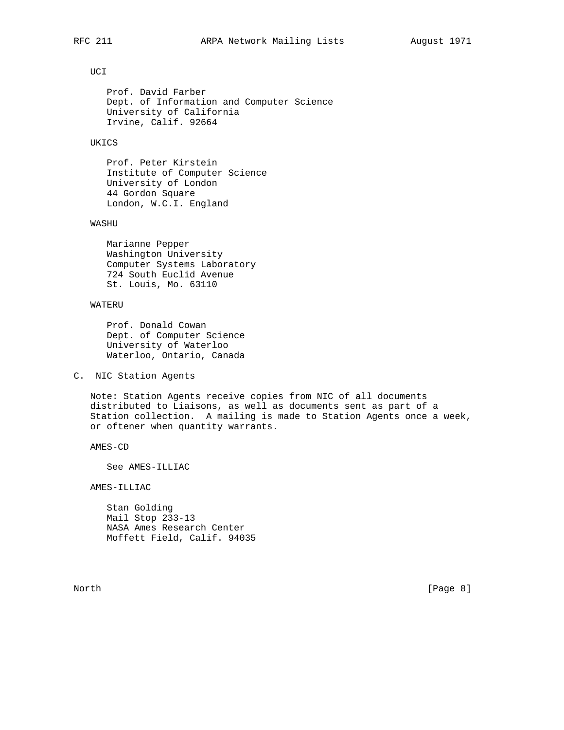UCI

Prof. David Farber
Dept. of Information and Computer Science
University of California
Irvine, Calif. 92664

UKICS

Prof. Peter Kirstein
Institute of Computer Science
University of London
44 Gordon Square
London, W.C.I. England

WASHU

Marianne Pepper
Washington University
Computer Systems Laboratory
724 South Euclid Avenue
St. Louis, Mo. 63110

WATERU

Prof. Donald Cowan
Dept. of Computer Science
University of Waterloo
Waterloo, Ontario, Canada

## C. NIC Station Agents

Note: Station Agents receive copies from NIC of all documents distributed to Liaisons, as well as documents sent as part of a Station collection. A mailing is made to Station Agents once a week, or oftener when quantity warrants.

AMES-CD

See AMES-ILLIAC

AMES-ILLIAC

Stan Golding
Mail Stop 233-13
NASA Ames Research Center
Moffett Field, Calif. 94035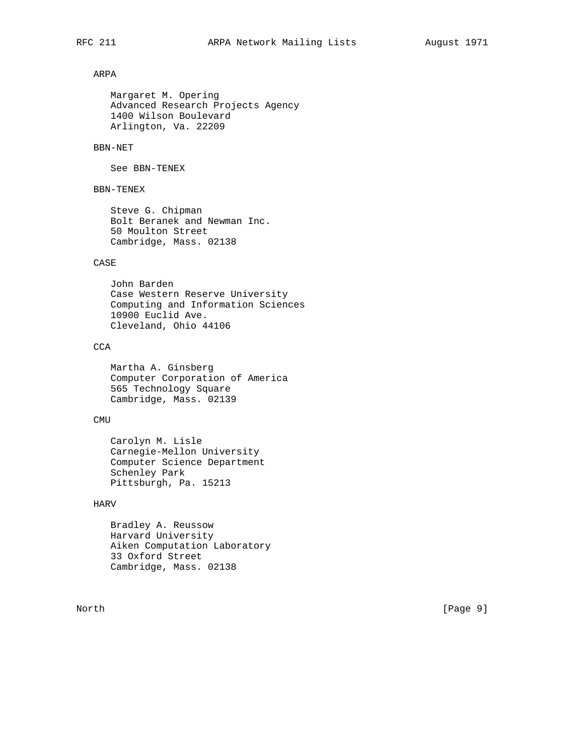ARPA

Margaret M. Opering
Advanced Research Projects Agency
1400 Wilson Boulevard
Arlington, Va. 22209

BBN-NET

See BBN-TENEX

BBN-TENEX

Steve G. Chipman
Bolt Beranek and Newman Inc.
50 Moulton Street
Cambridge, Mass. 02138

CASE

John Barden
Case Western Reserve University
Computing and Information Sciences
10900 Euclid Ave.
Cleveland, Ohio 44106

CCA

Martha A. Ginsberg
Computer Corporation of America
565 Technology Square
Cambridge, Mass. 02139

CMU

Carolyn M. Lisle
Carnegie-Mellon University
Computer Science Department
Schenley Park
Pittsburgh, Pa. 15213

HARV

Bradley A. Reussow
Harvard University
Aiken Computation Laboratory
33 Oxford Street
Cambridge, Mass. 02138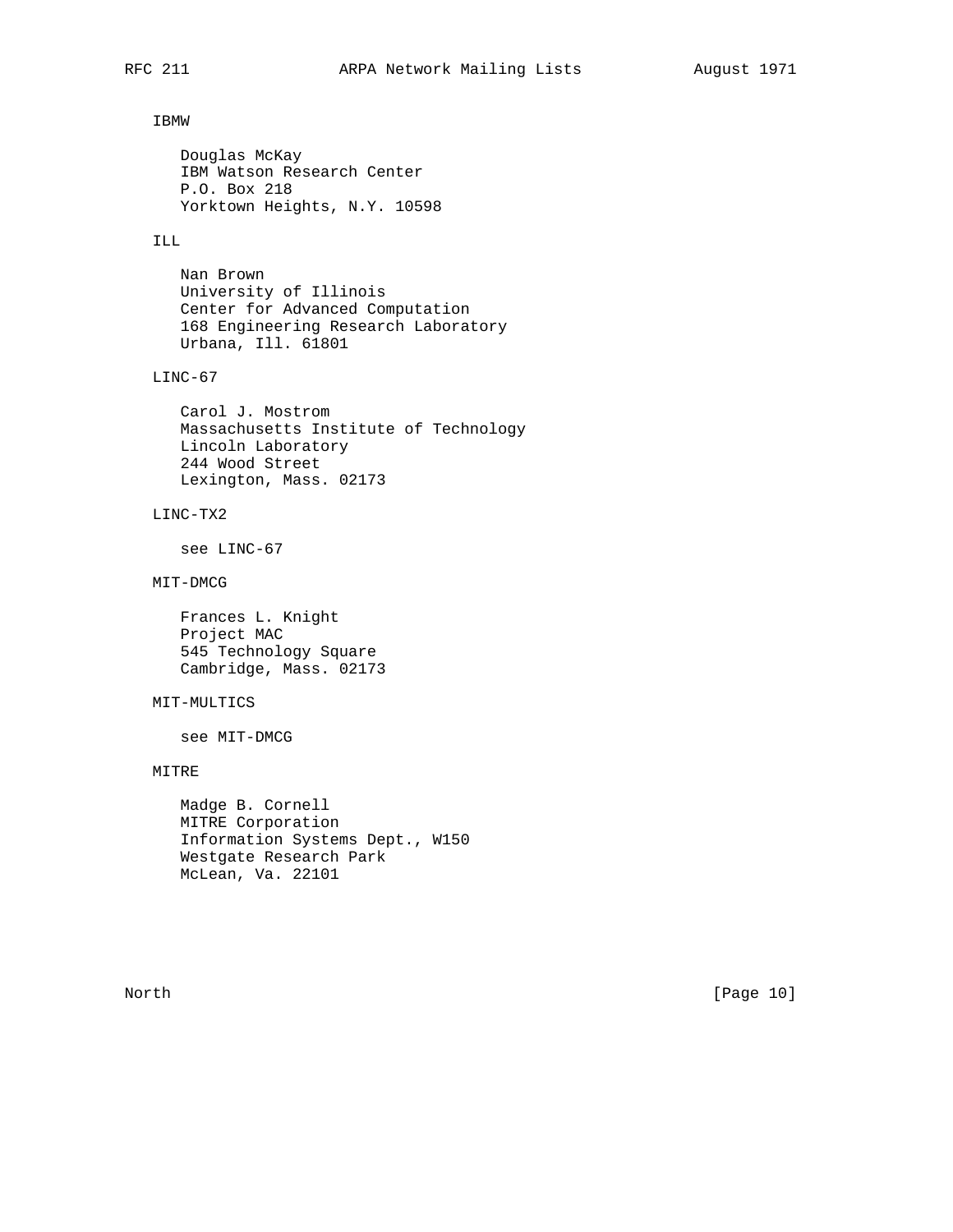IBMW

Douglas McKay
IBM Watson Research Center
P.O. Box 218
Yorktown Heights, N.Y. 10598

ILL

Nan Brown
University of Illinois
Center for Advanced Computation
168 Engineering Research Laboratory
Urbana, Ill. 61801

LINC-67

Carol J. Mostrom
Massachusetts Institute of Technology
Lincoln Laboratory
244 Wood Street
Lexington, Mass. 02173

LINC-TX2

see LINC-67

MIT-DMCG

Frances L. Knight
Project MAC
545 Technology Square
Cambridge, Mass. 02173

MIT-MULTICS

see MIT-DMCG

MITRE

Madge B. Cornell
MITRE Corporation
Information Systems Dept., W150
Westgate Research Park
McLean, Va. 22101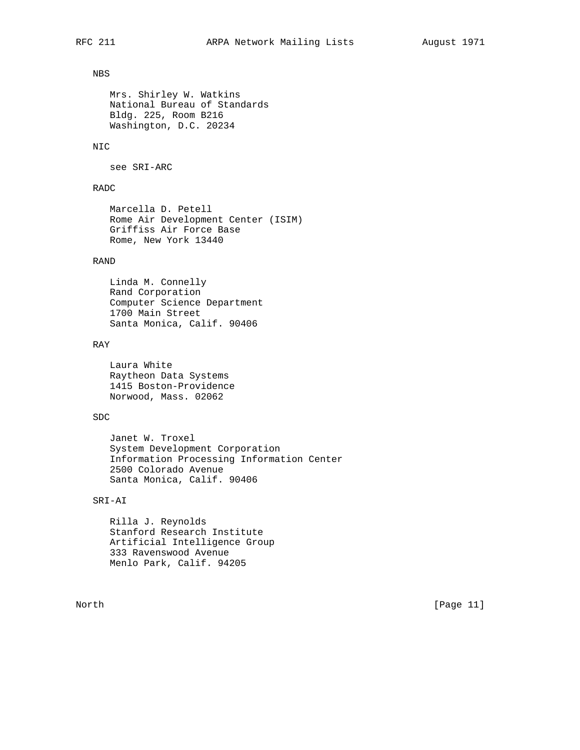NBS

Mrs. Shirley W. Watkins
National Bureau of Standards
Bldg. 225, Room B216
Washington, D.C. 20234

NIC

see SRI-ARC

RADC

Marcella D. Petell
Rome Air Development Center (ISIM)
Griffiss Air Force Base
Rome, New York 13440

RAND

Linda M. Connelly
Rand Corporation
Computer Science Department
1700 Main Street
Santa Monica, Calif. 90406

RAY

Laura White
Raytheon Data Systems
1415 Boston-Providence
Norwood, Mass. 02062

SDC

Janet W. Troxel
System Development Corporation
Information Processing Information Center
2500 Colorado Avenue
Santa Monica, Calif. 90406

SRI-AI

Rilla J. Reynolds
Stanford Research Institute
Artificial Intelligence Group
333 Ravenswood Avenue
Menlo Park, Calif. 94205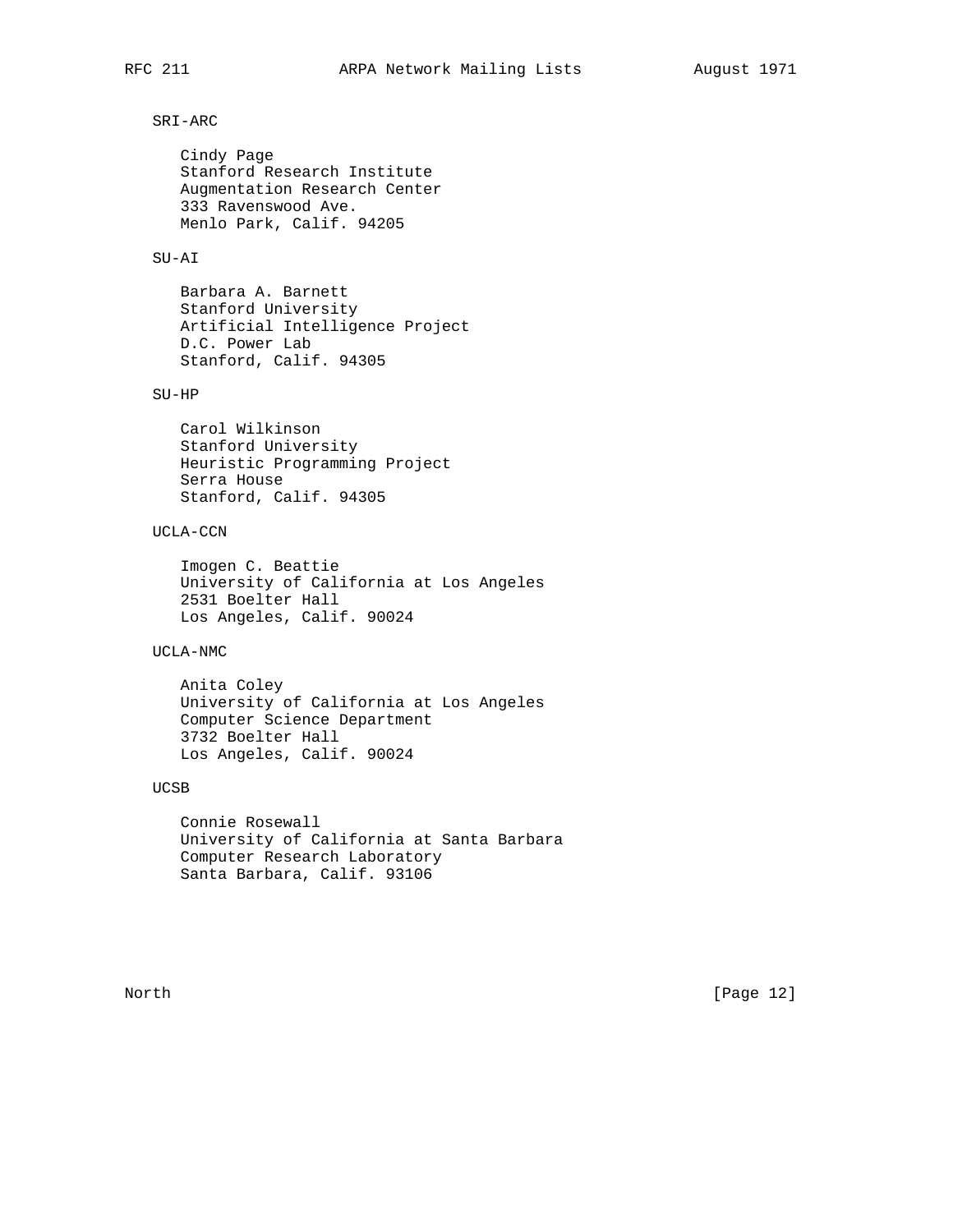SRI-ARC

Cindy Page
Stanford Research Institute
Augmentation Research Center
333 Ravenswood Ave.
Menlo Park, Calif. 94205

SU-AI

Barbara A. Barnett
Stanford University
Artificial Intelligence Project
D.C. Power Lab
Stanford, Calif. 94305

SU-HP

Carol Wilkinson
Stanford University
Heuristic Programming Project
Serra House
Stanford, Calif. 94305

UCLA-CCN

Imogen C. Beattie
University of California at Los Angeles
2531 Boelter Hall
Los Angeles, Calif. 90024

UCLA-NMC

Anita Coley
University of California at Los Angeles
Computer Science Department
3732 Boelter Hall
Los Angeles, Calif. 90024

UCSB

Connie Rosewall
University of California at Santa Barbara
Computer Research Laboratory
Santa Barbara, Calif. 93106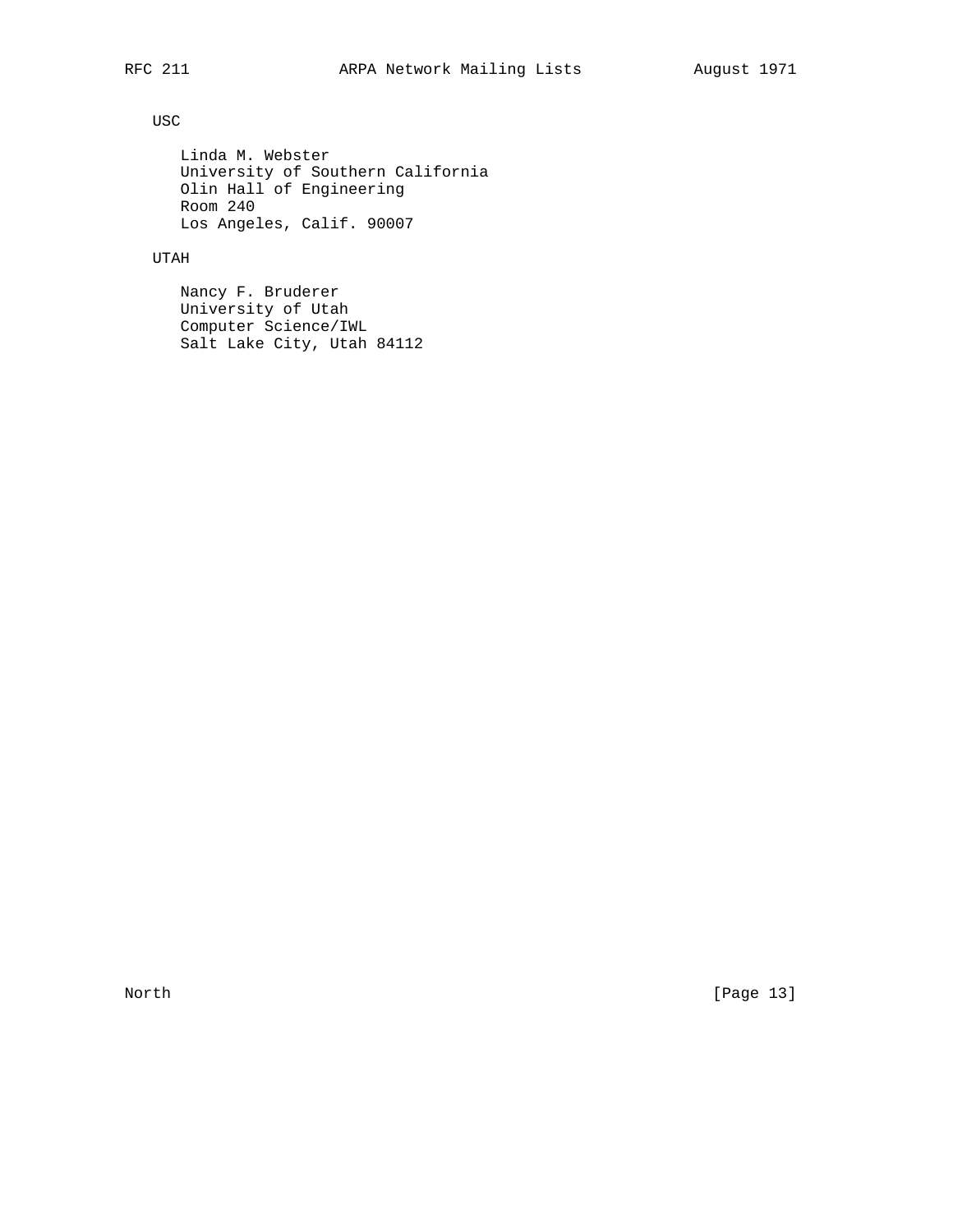USC

Linda M. Webster
University of Southern California
Olin Hall of Engineering
Room 240
Los Angeles, Calif. 90007

UTAH

Nancy F. Bruderer
University of Utah
Computer Science/IWL
Salt Lake City, Utah 84112